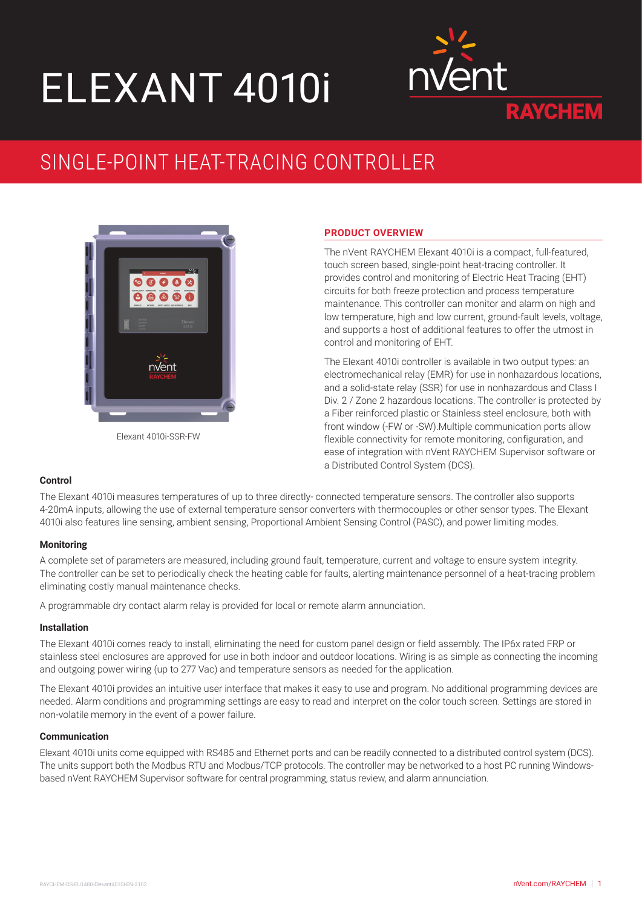# ELEXANT 4010i

## SINGLE-POINT HEAT-TRACING CONTROLLER

Elexant 4010i-SSR-FW

### PRODUCT OVERVIEW

The nVent RAYCHEM Elexant 4010i is a compact, full-featured, touch screen based, single-point heat-tracing controller. It provides control and monitoring of Electric Heat Tracing (EHT) circuits for both freeze protection and process temperature maintenance. This controller can monitor and alarm on high and low temperature, high and low current, ground-fault levels, voltage, and supports a host of additional features to offer the utmost in control and monitoring of EHT.

The Elexant 4010i controller is available in two output types: an electromechanical relay (EMR) for use in nonhazardous locations, and a solid-state relay (SSR) for use in nonhazardous and Class I Div. 2 / Zone 2 hazardous locations. The controller is protected by a Fiber reinforced plastic or Stainless steel enclosure, both with front window (-FW or -SW).Multiple communication ports allow flexible connectivity for remote monitoring, configuration, and ease of integration with nVent RAYCHEM Supervisor software or a Distributed Control System (DCS).

**Control**

The Elexant 4010i measures temperatures of up to three directly- connected temperature sensors. The controller also supports 4-20mA inputs, allowing the use of external temperature sensor converters with thermocouples or other sensor types. The Elexant 4010i also features line sensing, ambient sensing, Proportional Ambient Sensing Control (PASC), and power limiting modes.

**Monitoring**

A complete set of parameters are measured, including ground fault, temperature, current and voltage to ensure system integrity. The controller can be set to periodically check the heating cable for faults, alerting maintenance personnel of a heat-tracing problem eliminating costly manual maintenance checks.

A programmable dry contact alarm relay is provided for local or remote alarm annunciation.

**Installation**

The Elexant 4010i comes ready to install, eliminating the need for custom panel design or field assembly. The IP6x rated FRP or stainless steel enclosures are approved for use in both indoor and outdoor locations. Wiring is as simple as connecting the incoming and outgoing power wiring (up to 277 Vac) and temperature sensors as needed for the application.

The Elexant 4010i provides an intuitive user interface that makes it easy to use and program. No additional programming devices are needed. Alarm conditions and programming settings are easy to read and interpret on the color touch screen. Settings are stored in non-volatile memory in the event of a power failure.

**Communication**

Elexant 4010i units come equipped with RS485 and Ethernet ports and can be readily connected to a distributed control system (DCS). The units support both the Modbus RTU and Modbus/TCP protocols. The controller may be networked to a host PC running Windows-based nVent RAYCHEM Supervisor software for central programming, status review, and alarm annunciation.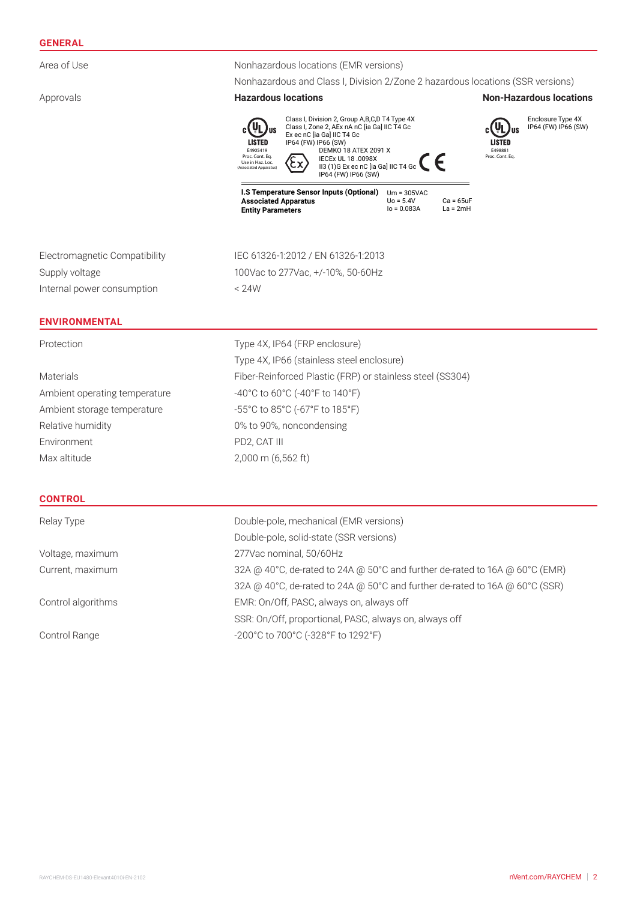## GENERAL

| | |
|---|---|
| Area of Use | Nonhazardous locations (EMR versions) |
| | Nonhazardous and Class I, Division 2/Zone 2 hazardous locations (SSR versions) |
| Approvals | **Hazardous locations** / **Non-Hazardous locations** |

**Hazardous locations**

c UL us LISTED E4905419 Proc. Cont. Eq. Use in Haz. Loc. (Associated Apparatus)

Class I, Division 2, Group A,B,C,D T4 Type 4X
Class I, Zone 2, AEx nA nC [ia Ga] IIC T4 Gc
Ex ec nC [ia Ga] IIC T4 Gc
IP64 (FW) IP66 (SW)

DEMKO 18 ATEX 2091 X
IECEx UL 18 .0098X
II3 (1)G Ex ec nC [ia Ga] IIC T4 Gc
IP64 (FW) IP66 (SW)

CE

| **I.S Temperature Sensor Inputs (Optional) Associated Apparatus Entity Parameters** | Um = 305VAC | |
|---|---|---|
| | Uo = 5.4V | Ca = 65uF |
| | Io = 0.083A | La = 2mH |

**Non-Hazardous locations**

c UL us LISTED E498881 Proc. Cont. Eq.

Enclosure Type 4X
IP64 (FW) IP66 (SW)

| | |
|---|---|
| Electromagnetic Compatibility | IEC 61326-1:2012 / EN 61326-1:2013 |
| Supply voltage | 100Vac to 277Vac, +/-10%, 50-60Hz |
| Internal power consumption | < 24W |

## ENVIRONMENTAL

| | |
|---|---|
| Protection | Type 4X, IP64 (FRP enclosure) |
| | Type 4X, IP66 (stainless steel enclosure) |
| Materials | Fiber-Reinforced Plastic (FRP) or stainless steel (SS304) |
| Ambient operating temperature | -40°C to 60°C (-40°F to 140°F) |
| Ambient storage temperature | -55°C to 85°C (-67°F to 185°F) |
| Relative humidity | 0% to 90%, noncondensing |
| Environment | PD2, CAT III |
| Max altitude | 2,000 m (6,562 ft) |

## CONTROL

| | |
|---|---|
| Relay Type | Double-pole, mechanical (EMR versions) |
| | Double-pole, solid-state (SSR versions) |
| Voltage, maximum | 277Vac nominal, 50/60Hz |
| Current, maximum | 32A @ 40°C, de-rated to 24A @ 50°C and further de-rated to 16A @ 60°C (EMR) |
| | 32A @ 40°C, de-rated to 24A @ 50°C and further de-rated to 16A @ 60°C (SSR) |
| Control algorithms | EMR: On/Off, PASC, always on, always off |
| | SSR: On/Off, proportional, PASC, always on, always off |
| Control Range | -200°C to 700°C (-328°F to 1292°F) |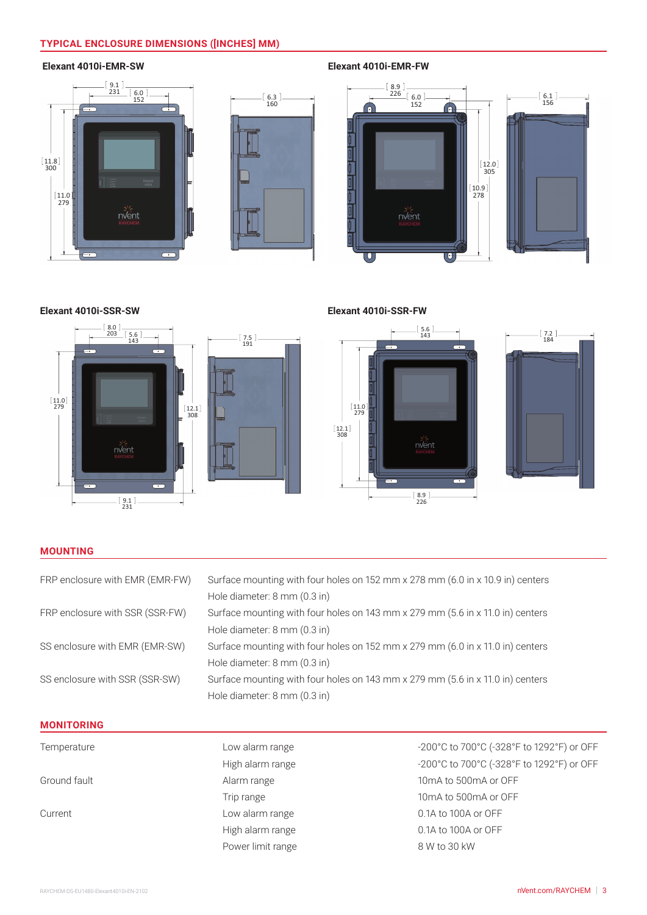## TYPICAL ENCLOSURE DIMENSIONS ([INCHES] MM)

**Elexant 4010i-EMR-SW**

**Elexant 4010i-EMR-FW**

**Elexant 4010i-SSR-SW**

**Elexant 4010i-SSR-FW**

## MOUNTING

| | |
|---|---|
| FRP enclosure with EMR (EMR-FW) | Surface mounting with four holes on 152 mm x 278 mm (6.0 in x 10.9 in) centers<br>Hole diameter: 8 mm (0.3 in) |
| FRP enclosure with SSR (SSR-FW) | Surface mounting with four holes on 143 mm x 279 mm (5.6 in x 11.0 in) centers<br>Hole diameter: 8 mm (0.3 in) |
| SS enclosure with EMR (EMR-SW) | Surface mounting with four holes on 152 mm x 279 mm (6.0 in x 11.0 in) centers<br>Hole diameter: 8 mm (0.3 in) |
| SS enclosure with SSR (SSR-SW) | Surface mounting with four holes on 143 mm x 279 mm (5.6 in x 11.0 in) centers<br>Hole diameter: 8 mm (0.3 in) |

## MONITORING

| | | |
|---|---|---|
| Temperature | Low alarm range | -200°C to 700°C (-328°F to 1292°F) or OFF |
| | High alarm range | -200°C to 700°C (-328°F to 1292°F) or OFF |
| Ground fault | Alarm range | 10mA to 500mA or OFF |
| | Trip range | 10mA to 500mA or OFF |
| Current | Low alarm range | 0.1A to 100A or OFF |
| | High alarm range | 0.1A to 100A or OFF |
| | Power limit range | 8 W to 30 kW |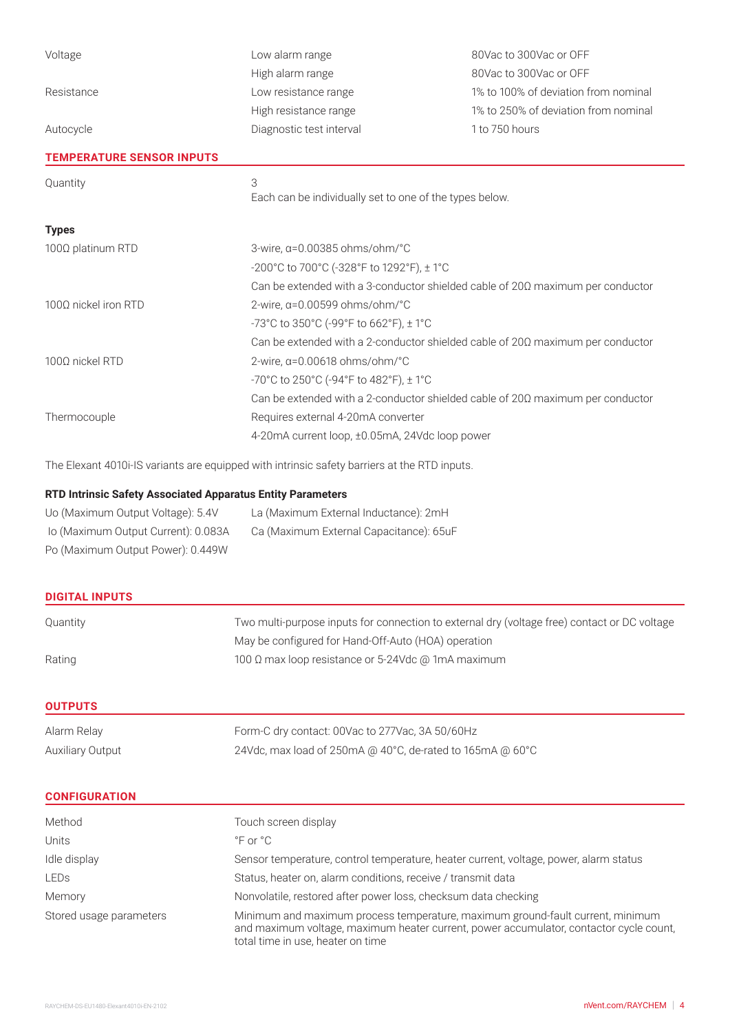| | | |
|---|---|---|
| Voltage | Low alarm range | 80Vac to 300Vac or OFF |
| | High alarm range | 80Vac to 300Vac or OFF |
| Resistance | Low resistance range | 1% to 100% of deviation from nominal |
| | High resistance range | 1% to 250% of deviation from nominal |
| Autocycle | Diagnostic test interval | 1 to 750 hours |

## TEMPERATURE SENSOR INPUTS

| | |
|---|---|
| Quantity | 3<br>Each can be individually set to one of the types below. |

**Types**

| | |
|---|---|
| 100Ω platinum RTD | 3-wire, α=0.00385 ohms/ohm/°C |
| | -200°C to 700°C (-328°F to 1292°F), ± 1°C |
| | Can be extended with a 3-conductor shielded cable of 20Ω maximum per conductor |
| 100Ω nickel iron RTD | 2-wire, α=0.00599 ohms/ohm/°C |
| | -73°C to 350°C (-99°F to 662°F), ± 1°C |
| | Can be extended with a 2-conductor shielded cable of 20Ω maximum per conductor |
| 100Ω nickel RTD | 2-wire, α=0.00618 ohms/ohm/°C |
| | -70°C to 250°C (-94°F to 482°F), ± 1°C |
| | Can be extended with a 2-conductor shielded cable of 20Ω maximum per conductor |
| Thermocouple | Requires external 4-20mA converter |
| | 4-20mA current loop, ±0.05mA, 24Vdc loop power |

The Elexant 4010i-IS variants are equipped with intrinsic safety barriers at the RTD inputs.

**RTD Intrinsic Safety Associated Apparatus Entity Parameters**

| | |
|---|---|
| Uo (Maximum Output Voltage): 5.4V | La (Maximum External Inductance): 2mH |
| Io (Maximum Output Current): 0.083A | Ca (Maximum External Capacitance): 65uF |
| Po (Maximum Output Power): 0.449W | |

## DIGITAL INPUTS

| | |
|---|---|
| Quantity | Two multi-purpose inputs for connection to external dry (voltage free) contact or DC voltage |
| | May be configured for Hand-Off-Auto (HOA) operation |
| Rating | 100 Ω max loop resistance or 5-24Vdc @ 1mA maximum |

## OUTPUTS

| | |
|---|---|
| Alarm Relay | Form-C dry contact: 00Vac to 277Vac, 3A 50/60Hz |
| Auxiliary Output | 24Vdc, max load of 250mA @ 40°C, de-rated to 165mA @ 60°C |

## CONFIGURATION

| | |
|---|---|
| Method | Touch screen display |
| Units | °F or °C |
| Idle display | Sensor temperature, control temperature, heater current, voltage, power, alarm status |
| LEDs | Status, heater on, alarm conditions, receive / transmit data |
| Memory | Nonvolatile, restored after power loss, checksum data checking |
| Stored usage parameters | Minimum and maximum process temperature, maximum ground-fault current, minimum and maximum voltage, maximum heater current, power accumulator, contactor cycle count, total time in use, heater on time |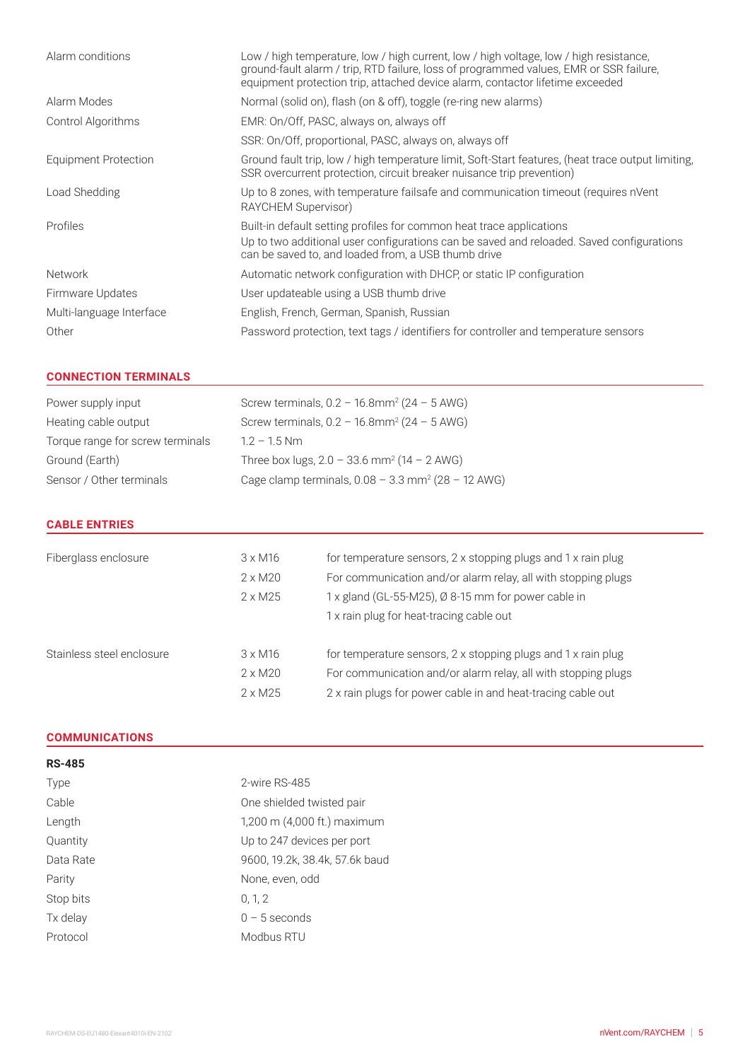| | |
|---|---|
| Alarm conditions | Low / high temperature, low / high current, low / high voltage, low / high resistance, ground-fault alarm / trip, RTD failure, loss of programmed values, EMR or SSR failure, equipment protection trip, attached device alarm, contactor lifetime exceeded |
| Alarm Modes | Normal (solid on), flash (on & off), toggle (re-ring new alarms) |
| Control Algorithms | EMR: On/Off, PASC, always on, always off |
| | SSR: On/Off, proportional, PASC, always on, always off |
| Equipment Protection | Ground fault trip, low / high temperature limit, Soft-Start features, (heat trace output limiting, SSR overcurrent protection, circuit breaker nuisance trip prevention) |
| Load Shedding | Up to 8 zones, with temperature failsafe and communication timeout (requires nVent RAYCHEM Supervisor) |
| Profiles | Built-in default setting profiles for common heat trace applications<br>Up to two additional user configurations can be saved and reloaded. Saved configurations can be saved to, and loaded from, a USB thumb drive |
| Network | Automatic network configuration with DHCP, or static IP configuration |
| Firmware Updates | User updateable using a USB thumb drive |
| Multi-language Interface | English, French, German, Spanish, Russian |
| Other | Password protection, text tags / identifiers for controller and temperature sensors |

## CONNECTION TERMINALS

| | |
|---|---|
| Power supply input | Screw terminals, 0.2 – 16.8mm² (24 – 5 AWG) |
| Heating cable output | Screw terminals, 0.2 – 16.8mm² (24 – 5 AWG) |
| Torque range for screw terminals | 1.2 – 1.5 Nm |
| Ground (Earth) | Three box lugs, 2.0 – 33.6 mm² (14 – 2 AWG) |
| Sensor / Other terminals | Cage clamp terminals, 0.08 – 3.3 mm² (28 – 12 AWG) |

## CABLE ENTRIES

| | | |
|---|---|---|
| Fiberglass enclosure | 3 x M16 | for temperature sensors, 2 x stopping plugs and 1 x rain plug |
| | 2 x M20 | For communication and/or alarm relay, all with stopping plugs |
| | 2 x M25 | 1 x gland (GL-55-M25), Ø 8-15 mm for power cable in<br>1 x rain plug for heat-tracing cable out |
| Stainless steel enclosure | 3 x M16 | for temperature sensors, 2 x stopping plugs and 1 x rain plug |
| | 2 x M20 | For communication and/or alarm relay, all with stopping plugs |
| | 2 x M25 | 2 x rain plugs for power cable in and heat-tracing cable out |

## COMMUNICATIONS

**RS-485**

| | |
|---|---|
| Type | 2-wire RS-485 |
| Cable | One shielded twisted pair |
| Length | 1,200 m (4,000 ft.) maximum |
| Quantity | Up to 247 devices per port |
| Data Rate | 9600, 19.2k, 38.4k, 57.6k baud |
| Parity | None, even, odd |
| Stop bits | 0, 1, 2 |
| Tx delay | 0 – 5 seconds |
| Protocol | Modbus RTU |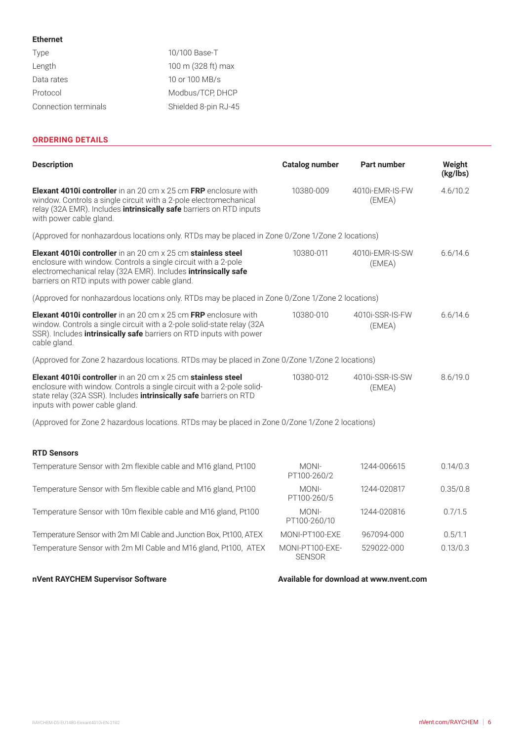### Ethernet

| | |
|---|---|
| Type | 10/100 Base-T |
| Length | 100 m (328 ft) max |
| Data rates | 10 or 100 MB/s |
| Protocol | Modbus/TCP, DHCP |
| Connection terminals | Shielded 8-pin RJ-45 |

## ORDERING DETAILS

| Description | Catalog number | Part number | Weight (kg/lbs) |
|---|---|---|---|
| **Elexant 4010i controller** in an 20 cm x 25 cm **FRP** enclosure with window. Controls a single circuit with a 2-pole electromechanical relay (32A EMR). Includes **intrinsically safe** barriers on RTD inputs with power cable gland. | 10380-009 | 4010i-EMR-IS-FW (EMEA) | 4.6/10.2 |
| (Approved for nonhazardous locations only. RTDs may be placed in Zone 0/Zone 1/Zone 2 locations) | | | |
| **Elexant 4010i controller** in an 20 cm x 25 cm **stainless steel** enclosure with window. Controls a single circuit with a 2-pole electromechanical relay (32A EMR). Includes **intrinsically safe** barriers on RTD inputs with power cable gland. | 10380-011 | 4010i-EMR-IS-SW (EMEA) | 6.6/14.6 |
| (Approved for nonhazardous locations only. RTDs may be placed in Zone 0/Zone 1/Zone 2 locations) | | | |
| **Elexant 4010i controller** in an 20 cm x 25 cm **FRP** enclosure with window. Controls a single circuit with a 2-pole solid-state relay (32A SSR). Includes **intrinsically safe** barriers on RTD inputs with power cable gland. | 10380-010 | 4010i-SSR-IS-FW (EMEA) | 6.6/14.6 |
| (Approved for Zone 2 hazardous locations. RTDs may be placed in Zone 0/Zone 1/Zone 2 locations) | | | |
| **Elexant 4010i controller** in an 20 cm x 25 cm **stainless steel** enclosure with window. Controls a single circuit with a 2-pole solid-state relay (32A SSR). Includes **intrinsically safe** barriers on RTD inputs with power cable gland. | 10380-012 | 4010i-SSR-IS-SW (EMEA) | 8.6/19.0 |
| (Approved for Zone 2 hazardous locations. RTDs may be placed in Zone 0/Zone 1/Zone 2 locations) | | | |
| **RTD Sensors** | | | |
| Temperature Sensor with 2m flexible cable and M16 gland, Pt100 | MONI-PT100-260/2 | 1244-006615 | 0.14/0.3 |
| Temperature Sensor with 5m flexible cable and M16 gland, Pt100 | MONI-PT100-260/5 | 1244-020817 | 0.35/0.8 |
| Temperature Sensor with 10m flexible cable and M16 gland, Pt100 | MONI-PT100-260/10 | 1244-020816 | 0.7/1.5 |
| Temperature Sensor with 2m MI Cable and Junction Box, Pt100, ATEX | MONI-PT100-EXE | 967094-000 | 0.5/1.1 |
| Temperature Sensor with 2m MI Cable and M16 gland, Pt100, ATEX | MONI-PT100-EXE-SENSOR | 529022-000 | 0.13/0.3 |

**nVent RAYCHEM Supervisor Software** — **Available for download at www.nvent.com**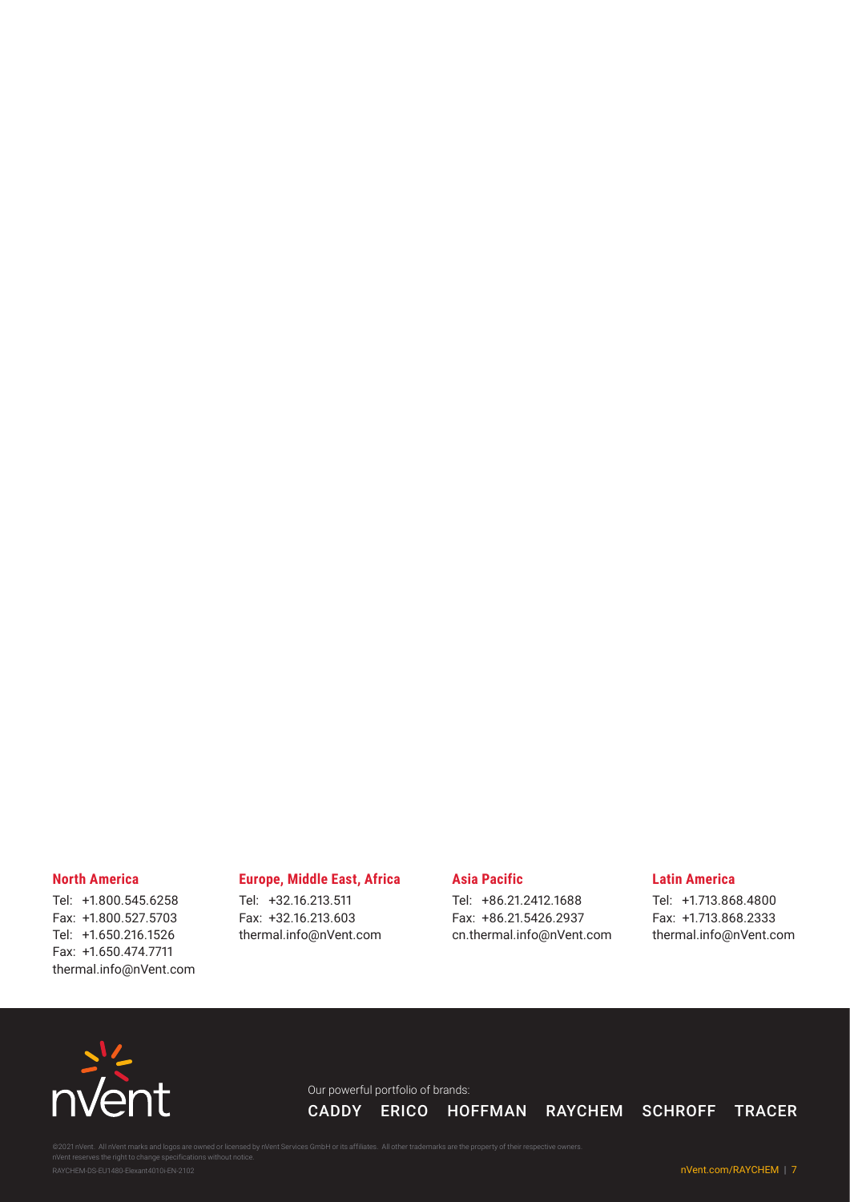**North America**

Tel: +1.800.545.6258
Fax: +1.800.527.5703
Tel: +1.650.216.1526
Fax: +1.650.474.7711
thermal.info@nVent.com

**Europe, Middle East, Africa**

Tel: +32.16.213.511
Fax: +32.16.213.603
thermal.info@nVent.com

**Asia Pacific**

Tel: +86.21.2412.1688
Fax: +86.21.5426.2937
cn.thermal.info@nVent.com

**Latin America**

Tel: +1.713.868.4800
Fax: +1.713.868.2333
thermal.info@nVent.com

nVent

Our powerful portfolio of brands:

CADDY ERICO HOFFMAN RAYCHEM SCHROFF TRACER

©2021 nVent. All nVent marks and logos are owned or licensed by nVent Services GmbH or its affiliates. All other trademarks are the property of their respective owners.
nVent reserves the right to change specifications without notice.

RAYCHEM-DS-EU1480-Elexant4010i-EN-2102

nVent.com/RAYCHEM